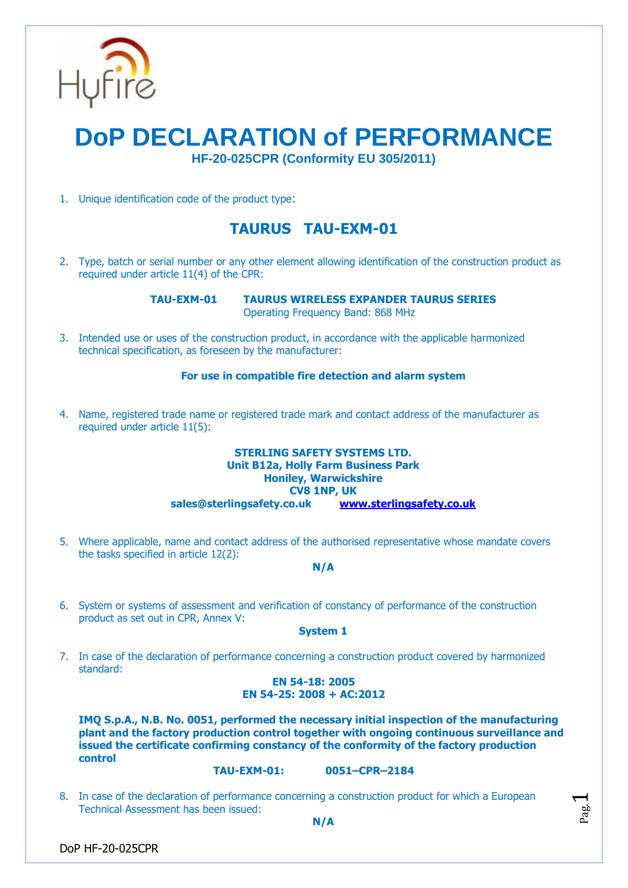# DoP DECLARATION of PERFORMANCE

**HF-20-025CPR (Conformity EU 305/2011)**

1. Unique identification code of the product type:

## TAURUS TAU-EXM-01

2. Type, batch or serial number or any other element allowing identification of the construction product as required under article 11(4) of the CPR:

**TAU-EXM-01** **TAURUS WIRELESS EXPANDER TAURUS SERIES**
Operating Frequency Band: 868 MHz

3. Intended use or uses of the construction product, in accordance with the applicable harmonized technical specification, as foreseen by the manufacturer:

**For use in compatible fire detection and alarm system**

4. Name, registered trade name or registered trade mark and contact address of the manufacturer as required under article 11(5):

**STERLING SAFETY SYSTEMS LTD.**
**Unit B12a, Holly Farm Business Park**
**Honiley, Warwickshire**
**CV8 1NP, UK**
**sales@sterlingsafety.co.uk** **www.sterlingsafety.co.uk**

5. Where applicable, name and contact address of the authorised representative whose mandate covers the tasks specified in article 12(2):

**N/A**

6. System or systems of assessment and verification of constancy of performance of the construction product as set out in CPR, Annex V:

**System 1**

7. In case of the declaration of performance concerning a construction product covered by harmonized standard:

**EN 54-18: 2005**
**EN 54-25: 2008 + AC:2012**

**IMQ S.p.A., N.B. No. 0051, performed the necessary initial inspection of the manufacturing plant and the factory production control together with ongoing continuous surveillance and issued the certificate confirming constancy of the conformity of the factory production control**

**TAU-EXM-01:** **0051–CPR–2184**

8. In case of the declaration of performance concerning a construction product for which a European Technical Assessment has been issued:

**N/A**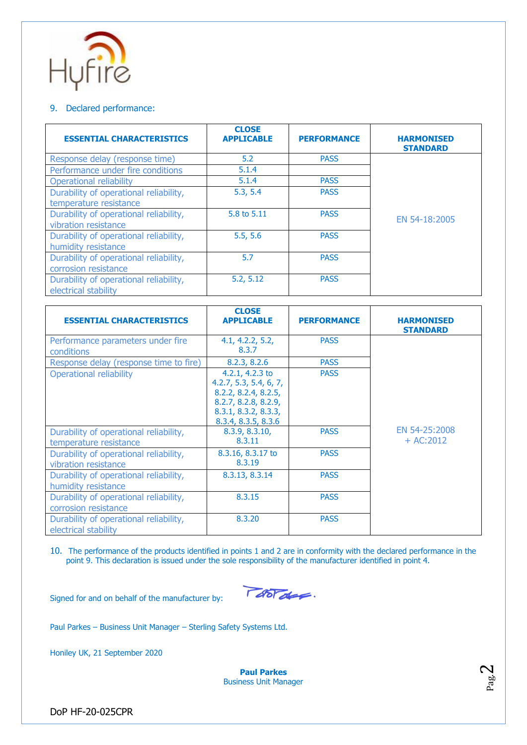Hyfire

9. Declared performance:

| ESSENTIAL CHARACTERISTICS | CLOSE APPLICABLE | PERFORMANCE | HARMONISED STANDARD |
|---|---|---|---|
| Response delay (response time) | 5.2 | PASS | EN 54-18:2005 |
| Performance under fire conditions | 5.1.4 | | |
| Operational reliability | 5.1.4 | PASS | |
| Durability of operational reliability, temperature resistance | 5.3, 5.4 | PASS | |
| Durability of operational reliability, vibration resistance | 5.8 to 5.11 | PASS | |
| Durability of operational reliability, humidity resistance | 5.5, 5.6 | PASS | |
| Durability of operational reliability, corrosion resistance | 5.7 | PASS | |
| Durability of operational reliability, electrical stability | 5.2, 5.12 | PASS | |

| ESSENTIAL CHARACTERISTICS | CLOSE APPLICABLE | PERFORMANCE | HARMONISED STANDARD |
|---|---|---|---|
| Performance parameters under fire conditions | 4.1, 4.2.2, 5.2, 8.3.7 | PASS | EN 54-25:2008 + AC:2012 |
| Response delay (response time to fire) | 8.2.3, 8.2.6 | PASS | |
| Operational reliability | 4.2.1, 4.2.3 to 4.2.7, 5.3, 5.4, 6, 7, 8.2.2, 8.2.4, 8.2.5, 8.2.7, 8.2.8, 8.2.9, 8.3.1, 8.3.2, 8.3.3, 8.3.4, 8.3.5, 8.3.6 | PASS | |
| Durability of operational reliability, temperature resistance | 8.3.9, 8.3.10, 8.3.11 | PASS | |
| Durability of operational reliability, vibration resistance | 8.3.16, 8.3.17 to 8.3.19 | PASS | |
| Durability of operational reliability, humidity resistance | 8.3.13, 8.3.14 | PASS | |
| Durability of operational reliability, corrosion resistance | 8.3.15 | PASS | |
| Durability of operational reliability, electrical stability | 8.3.20 | PASS | |

10. The performance of the products identified in points 1 and 2 are in conformity with the declared performance in the point 9. This declaration is issued under the sole responsibility of the manufacturer identified in point 4.

Signed for and on behalf of the manufacturer by:

Paul Parkes – Business Unit Manager – Sterling Safety Systems Ltd.

Honiley UK, 21 September 2020

**Paul Parkes**
Business Unit Manager

DoP HF-20-025CPR